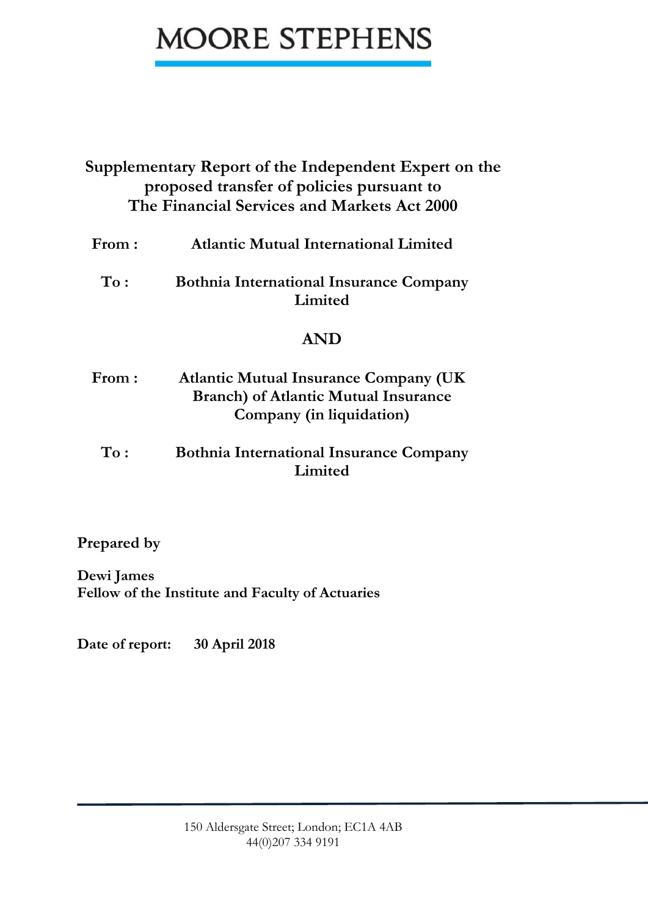MOORE STEPHENS

# Supplementary Report of the Independent Expert on the proposed transfer of policies pursuant to The Financial Services and Markets Act 2000

**From :** **Atlantic Mutual International Limited**

**To :** **Bothnia International Insurance Company Limited**

**AND**

**From :** **Atlantic Mutual Insurance Company (UK Branch) of Atlantic Mutual Insurance Company (in liquidation)**

**To :** **Bothnia International Insurance Company Limited**

**Prepared by**

**Dewi James**
**Fellow of the Institute and Faculty of Actuaries**

**Date of report:** **30 April 2018**

150 Aldersgate Street; London; EC1A 4AB
44(0)207 334 9191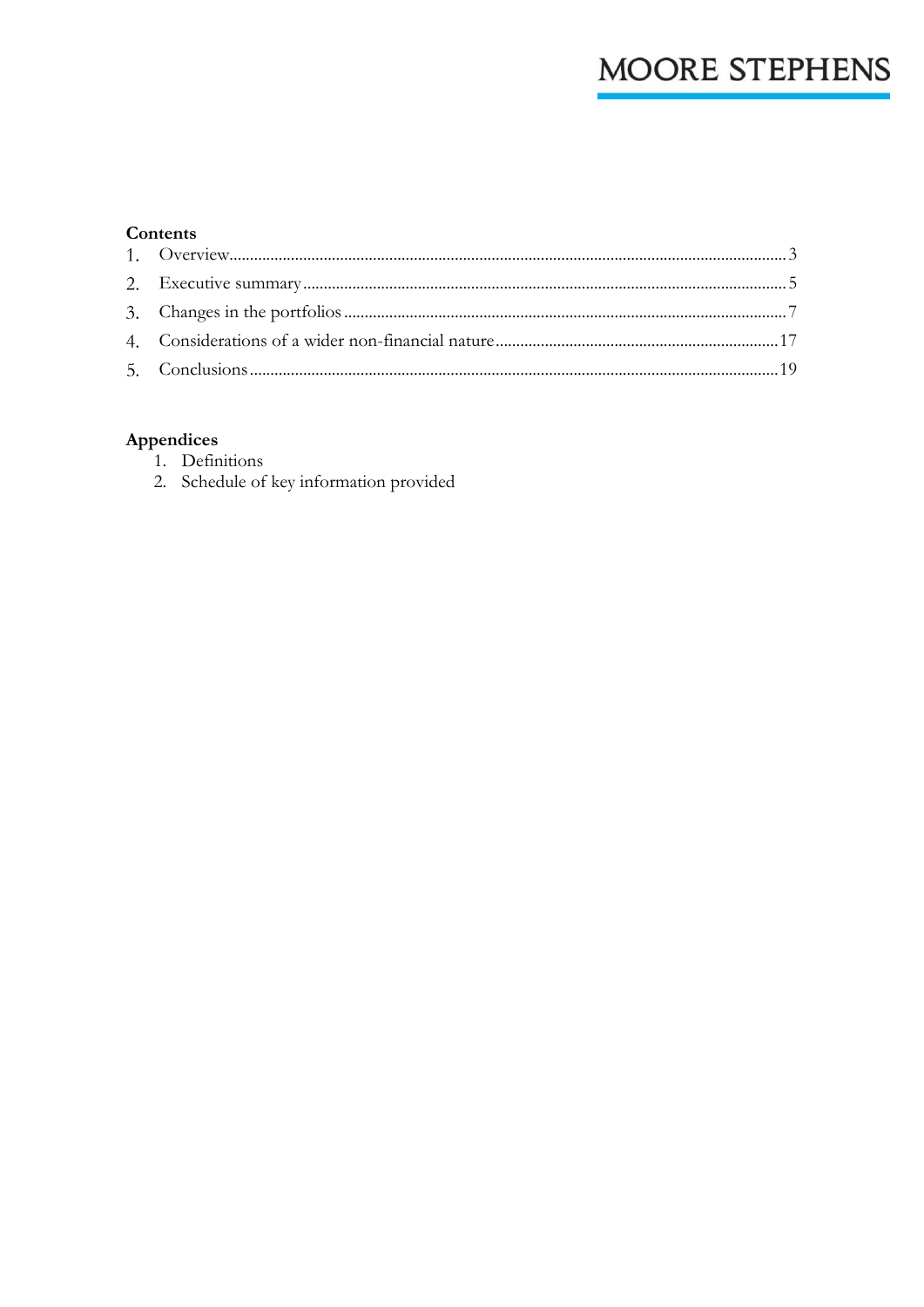**Contents**

1. Overview ........................................................................................................ 3
2. Executive summary ......................................................................................... 5
3. Changes in the portfolios ................................................................................ 7
4. Considerations of a wider non-financial nature ............................................. 17
5. Conclusions .................................................................................................. 19

**Appendices**

1. Definitions
2. Schedule of key information provided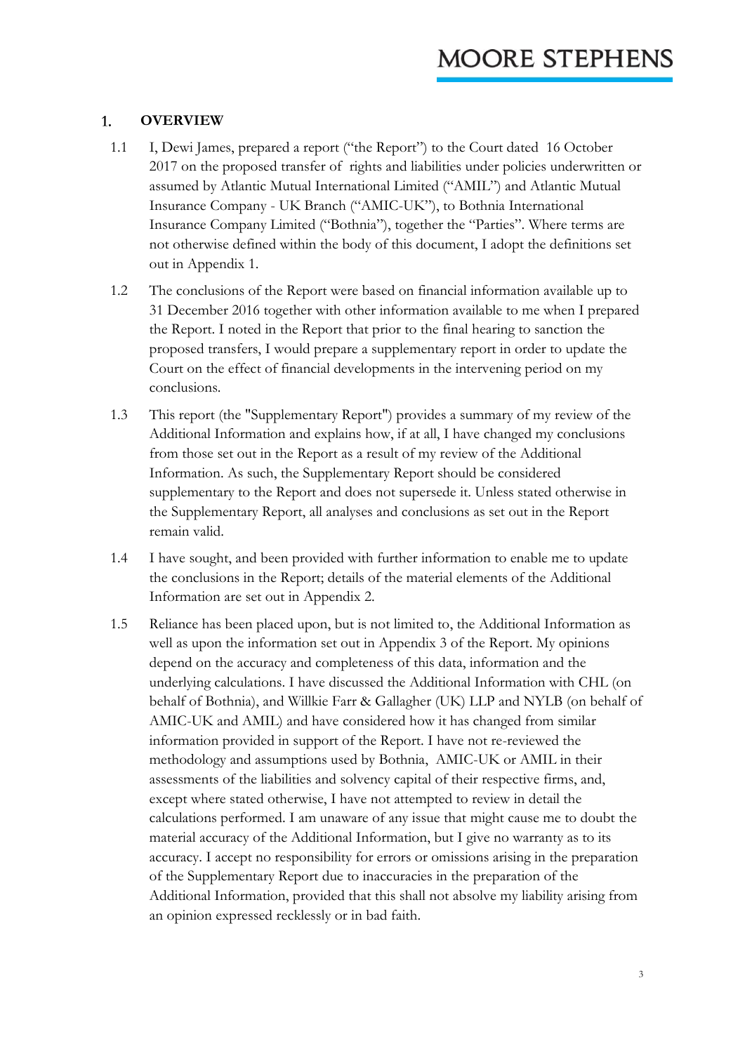## 1. OVERVIEW

1.1 I, Dewi James, prepared a report ("the Report") to the Court dated 16 October 2017 on the proposed transfer of rights and liabilities under policies underwritten or assumed by Atlantic Mutual International Limited ("AMIL") and Atlantic Mutual Insurance Company - UK Branch ("AMIC-UK"), to Bothnia International Insurance Company Limited ("Bothnia"), together the "Parties". Where terms are not otherwise defined within the body of this document, I adopt the definitions set out in Appendix 1.

1.2 The conclusions of the Report were based on financial information available up to 31 December 2016 together with other information available to me when I prepared the Report. I noted in the Report that prior to the final hearing to sanction the proposed transfers, I would prepare a supplementary report in order to update the Court on the effect of financial developments in the intervening period on my conclusions.

1.3 This report (the "Supplementary Report") provides a summary of my review of the Additional Information and explains how, if at all, I have changed my conclusions from those set out in the Report as a result of my review of the Additional Information. As such, the Supplementary Report should be considered supplementary to the Report and does not supersede it. Unless stated otherwise in the Supplementary Report, all analyses and conclusions as set out in the Report remain valid.

1.4 I have sought, and been provided with further information to enable me to update the conclusions in the Report; details of the material elements of the Additional Information are set out in Appendix 2.

1.5 Reliance has been placed upon, but is not limited to, the Additional Information as well as upon the information set out in Appendix 3 of the Report. My opinions depend on the accuracy and completeness of this data, information and the underlying calculations. I have discussed the Additional Information with CHL (on behalf of Bothnia), and Willkie Farr & Gallagher (UK) LLP and NYLB (on behalf of AMIC-UK and AMIL) and have considered how it has changed from similar information provided in support of the Report. I have not re-reviewed the methodology and assumptions used by Bothnia, AMIC-UK or AMIL in their assessments of the liabilities and solvency capital of their respective firms, and, except where stated otherwise, I have not attempted to review in detail the calculations performed. I am unaware of any issue that might cause me to doubt the material accuracy of the Additional Information, but I give no warranty as to its accuracy. I accept no responsibility for errors or omissions arising in the preparation of the Supplementary Report due to inaccuracies in the preparation of the Additional Information, provided that this shall not absolve my liability arising from an opinion expressed recklessly or in bad faith.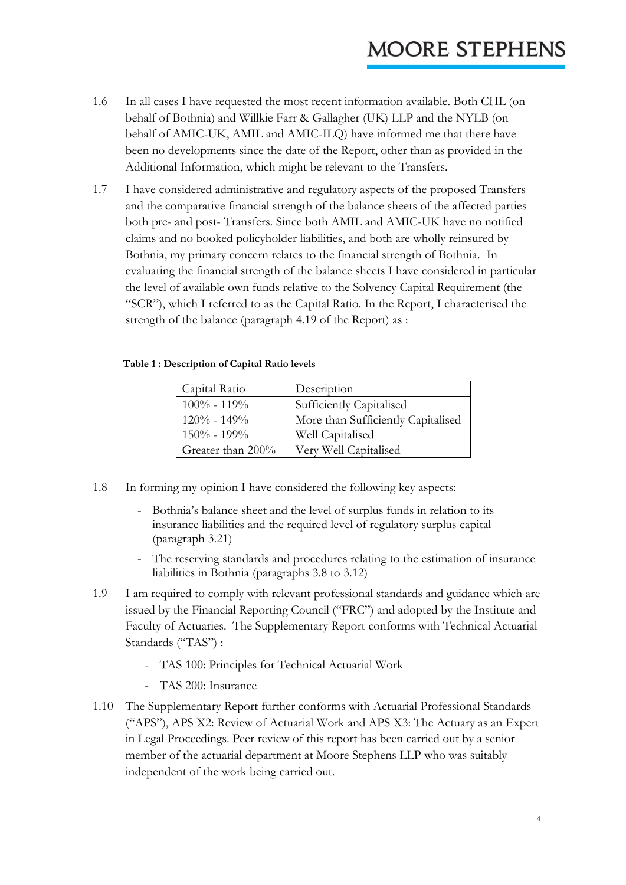1.6 In all cases I have requested the most recent information available. Both CHL (on behalf of Bothnia) and Willkie Farr & Gallagher (UK) LLP and the NYLB (on behalf of AMIC-UK, AMIL and AMIC-ILQ) have informed me that there have been no developments since the date of the Report, other than as provided in the Additional Information, which might be relevant to the Transfers.

1.7 I have considered administrative and regulatory aspects of the proposed Transfers and the comparative financial strength of the balance sheets of the affected parties both pre- and post- Transfers. Since both AMIL and AMIC-UK have no notified claims and no booked policyholder liabilities, and both are wholly reinsured by Bothnia, my primary concern relates to the financial strength of Bothnia. In evaluating the financial strength of the balance sheets I have considered in particular the level of available own funds relative to the Solvency Capital Requirement (the "SCR"), which I referred to as the Capital Ratio. In the Report, I characterised the strength of the balance (paragraph 4.19 of the Report) as :

**Table 1 : Description of Capital Ratio levels**

| Capital Ratio | Description |
|---|---|
| 100% - 119% | Sufficiently Capitalised |
| 120% - 149% | More than Sufficiently Capitalised |
| 150% - 199% | Well Capitalised |
| Greater than 200% | Very Well Capitalised |

1.8 In forming my opinion I have considered the following key aspects:

- Bothnia's balance sheet and the level of surplus funds in relation to its insurance liabilities and the required level of regulatory surplus capital (paragraph 3.21)
- The reserving standards and procedures relating to the estimation of insurance liabilities in Bothnia (paragraphs 3.8 to 3.12)

1.9 I am required to comply with relevant professional standards and guidance which are issued by the Financial Reporting Council ("FRC") and adopted by the Institute and Faculty of Actuaries. The Supplementary Report conforms with Technical Actuarial Standards ("TAS") :

- TAS 100: Principles for Technical Actuarial Work
- TAS 200: Insurance

1.10 The Supplementary Report further conforms with Actuarial Professional Standards ("APS"), APS X2: Review of Actuarial Work and APS X3: The Actuary as an Expert in Legal Proceedings. Peer review of this report has been carried out by a senior member of the actuarial department at Moore Stephens LLP who was suitably independent of the work being carried out.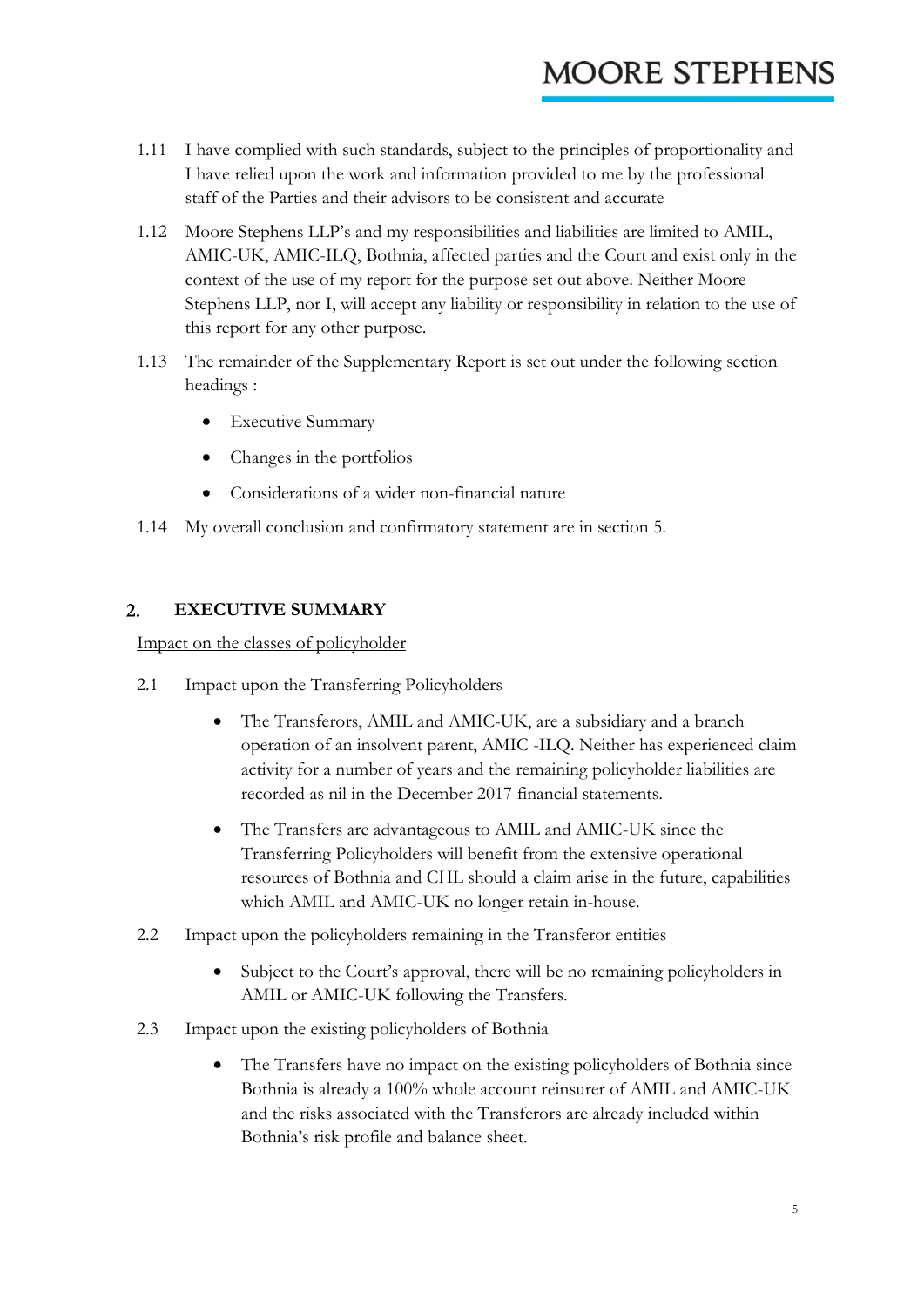1.11 I have complied with such standards, subject to the principles of proportionality and I have relied upon the work and information provided to me by the professional staff of the Parties and their advisors to be consistent and accurate

1.12 Moore Stephens LLP's and my responsibilities and liabilities are limited to AMIL, AMIC-UK, AMIC-ILQ, Bothnia, affected parties and the Court and exist only in the context of the use of my report for the purpose set out above. Neither Moore Stephens LLP, nor I, will accept any liability or responsibility in relation to the use of this report for any other purpose.

1.13 The remainder of the Supplementary Report is set out under the following section headings :

- Executive Summary
- Changes in the portfolios
- Considerations of a wider non-financial nature

1.14 My overall conclusion and confirmatory statement are in section 5.

## 2. EXECUTIVE SUMMARY

Impact on the classes of policyholder

2.1 Impact upon the Transferring Policyholders

- The Transferors, AMIL and AMIC-UK, are a subsidiary and a branch operation of an insolvent parent, AMIC -ILQ. Neither has experienced claim activity for a number of years and the remaining policyholder liabilities are recorded as nil in the December 2017 financial statements.
- The Transfers are advantageous to AMIL and AMIC-UK since the Transferring Policyholders will benefit from the extensive operational resources of Bothnia and CHL should a claim arise in the future, capabilities which AMIL and AMIC-UK no longer retain in-house.

2.2 Impact upon the policyholders remaining in the Transferor entities

- Subject to the Court's approval, there will be no remaining policyholders in AMIL or AMIC-UK following the Transfers.

2.3 Impact upon the existing policyholders of Bothnia

- The Transfers have no impact on the existing policyholders of Bothnia since Bothnia is already a 100% whole account reinsurer of AMIL and AMIC-UK and the risks associated with the Transferors are already included within Bothnia's risk profile and balance sheet.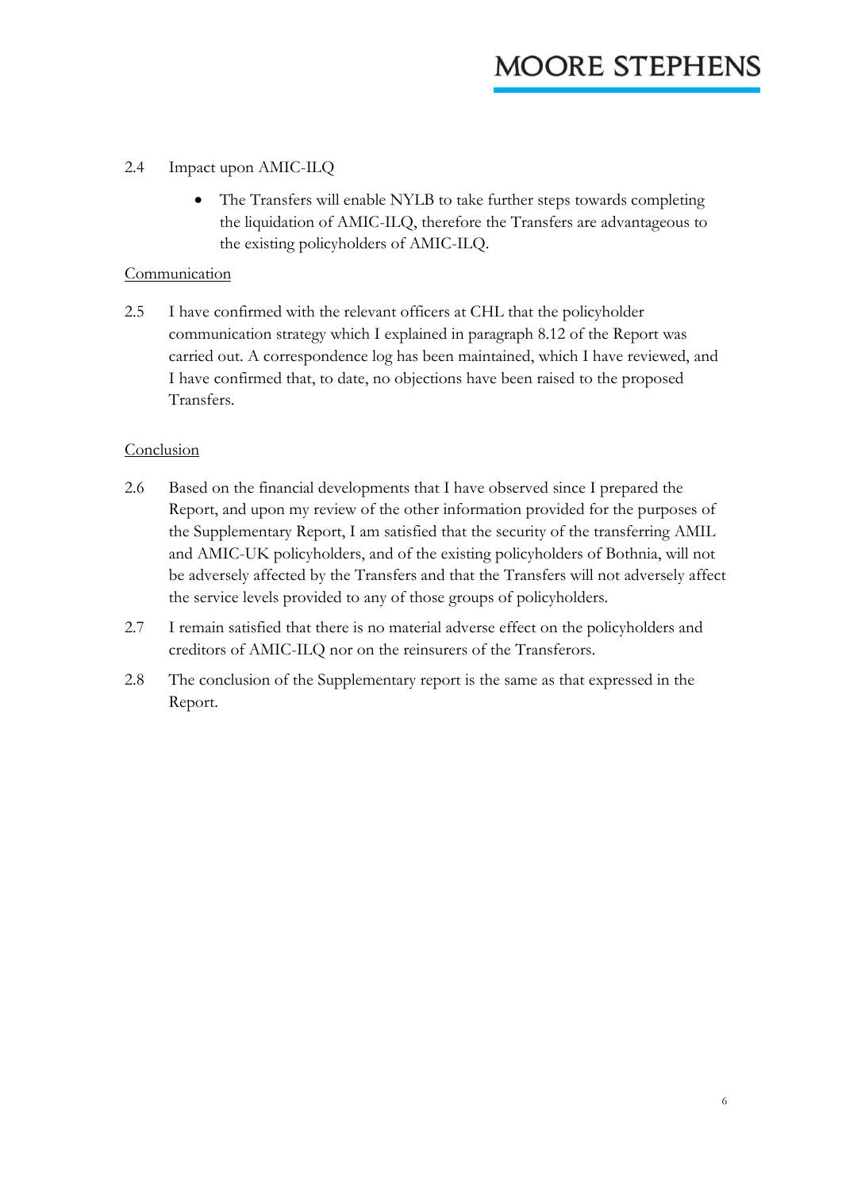2.4 Impact upon AMIC-ILQ

- The Transfers will enable NYLB to take further steps towards completing the liquidation of AMIC-ILQ, therefore the Transfers are advantageous to the existing policyholders of AMIC-ILQ.

Communication

2.5 I have confirmed with the relevant officers at CHL that the policyholder communication strategy which I explained in paragraph 8.12 of the Report was carried out. A correspondence log has been maintained, which I have reviewed, and I have confirmed that, to date, no objections have been raised to the proposed Transfers.

Conclusion

2.6 Based on the financial developments that I have observed since I prepared the Report, and upon my review of the other information provided for the purposes of the Supplementary Report, I am satisfied that the security of the transferring AMIL and AMIC-UK policyholders, and of the existing policyholders of Bothnia, will not be adversely affected by the Transfers and that the Transfers will not adversely affect the service levels provided to any of those groups of policyholders.

2.7 I remain satisfied that there is no material adverse effect on the policyholders and creditors of AMIC-ILQ nor on the reinsurers of the Transferors.

2.8 The conclusion of the Supplementary report is the same as that expressed in the Report.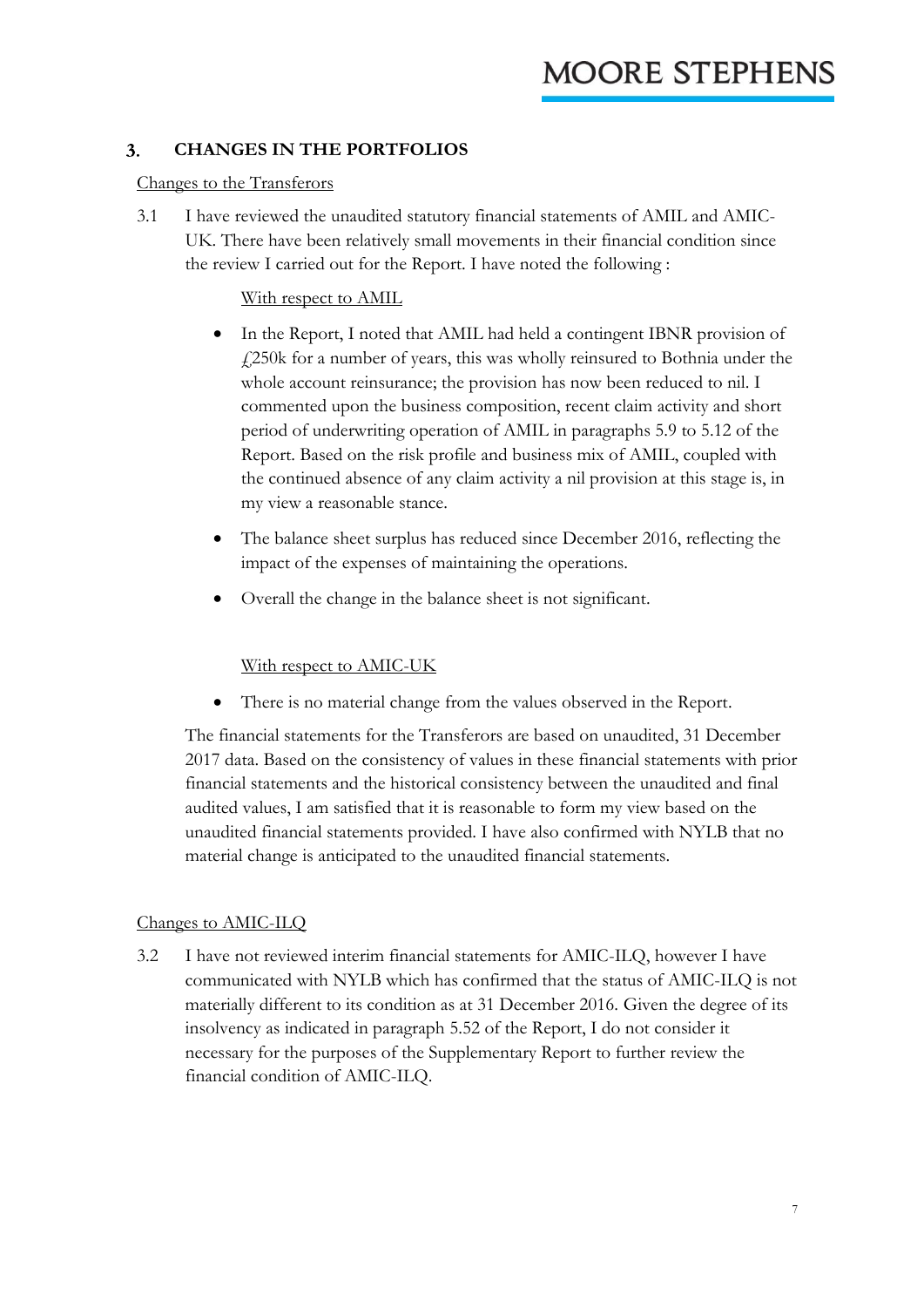## 3. CHANGES IN THE PORTFOLIOS

Changes to the Transferors

3.1 I have reviewed the unaudited statutory financial statements of AMIL and AMIC-UK. There have been relatively small movements in their financial condition since the review I carried out for the Report. I have noted the following :

With respect to AMIL

- In the Report, I noted that AMIL had held a contingent IBNR provision of £250k for a number of years, this was wholly reinsured to Bothnia under the whole account reinsurance; the provision has now been reduced to nil. I commented upon the business composition, recent claim activity and short period of underwriting operation of AMIL in paragraphs 5.9 to 5.12 of the Report. Based on the risk profile and business mix of AMIL, coupled with the continued absence of any claim activity a nil provision at this stage is, in my view a reasonable stance.
- The balance sheet surplus has reduced since December 2016, reflecting the impact of the expenses of maintaining the operations.
- Overall the change in the balance sheet is not significant.

With respect to AMIC-UK

- There is no material change from the values observed in the Report.

The financial statements for the Transferors are based on unaudited, 31 December 2017 data. Based on the consistency of values in these financial statements with prior financial statements and the historical consistency between the unaudited and final audited values, I am satisfied that it is reasonable to form my view based on the unaudited financial statements provided. I have also confirmed with NYLB that no material change is anticipated to the unaudited financial statements.

Changes to AMIC-ILQ

3.2 I have not reviewed interim financial statements for AMIC-ILQ, however I have communicated with NYLB which has confirmed that the status of AMIC-ILQ is not materially different to its condition as at 31 December 2016. Given the degree of its insolvency as indicated in paragraph 5.52 of the Report, I do not consider it necessary for the purposes of the Supplementary Report to further review the financial condition of AMIC-ILQ.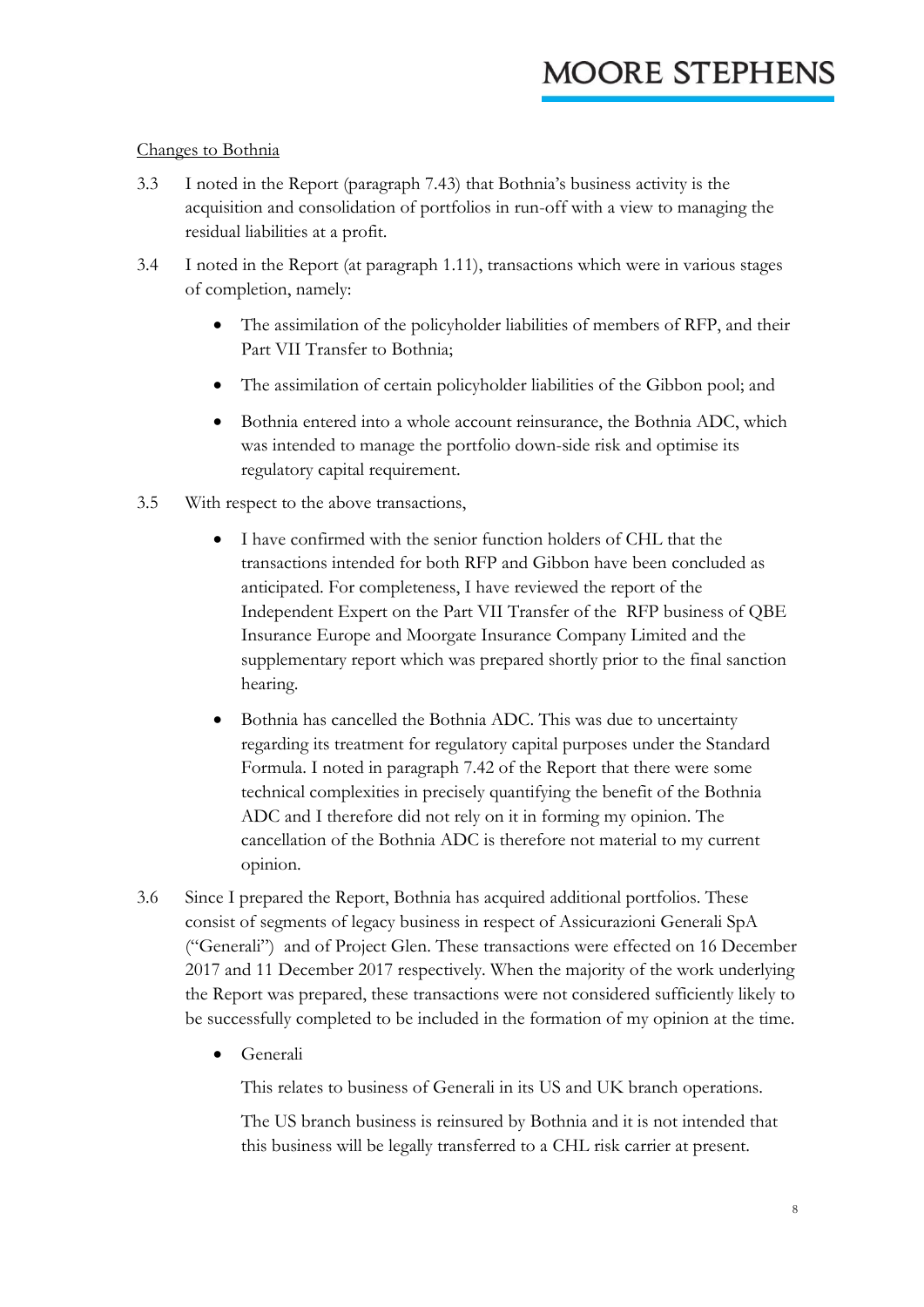<u>Changes to Bothnia</u>

3.3 I noted in the Report (paragraph 7.43) that Bothnia's business activity is the acquisition and consolidation of portfolios in run-off with a view to managing the residual liabilities at a profit.

3.4 I noted in the Report (at paragraph 1.11), transactions which were in various stages of completion, namely:

- The assimilation of the policyholder liabilities of members of RFP, and their Part VII Transfer to Bothnia;
- The assimilation of certain policyholder liabilities of the Gibbon pool; and
- Bothnia entered into a whole account reinsurance, the Bothnia ADC, which was intended to manage the portfolio down-side risk and optimise its regulatory capital requirement.

3.5 With respect to the above transactions,

- I have confirmed with the senior function holders of CHL that the transactions intended for both RFP and Gibbon have been concluded as anticipated. For completeness, I have reviewed the report of the Independent Expert on the Part VII Transfer of the RFP business of QBE Insurance Europe and Moorgate Insurance Company Limited and the supplementary report which was prepared shortly prior to the final sanction hearing.
- Bothnia has cancelled the Bothnia ADC. This was due to uncertainty regarding its treatment for regulatory capital purposes under the Standard Formula. I noted in paragraph 7.42 of the Report that there were some technical complexities in precisely quantifying the benefit of the Bothnia ADC and I therefore did not rely on it in forming my opinion. The cancellation of the Bothnia ADC is therefore not material to my current opinion.

3.6 Since I prepared the Report, Bothnia has acquired additional portfolios. These consist of segments of legacy business in respect of Assicurazioni Generali SpA ("Generali") and of Project Glen. These transactions were effected on 16 December 2017 and 11 December 2017 respectively. When the majority of the work underlying the Report was prepared, these transactions were not considered sufficiently likely to be successfully completed to be included in the formation of my opinion at the time.

- Generali

  This relates to business of Generali in its US and UK branch operations.

  The US branch business is reinsured by Bothnia and it is not intended that this business will be legally transferred to a CHL risk carrier at present.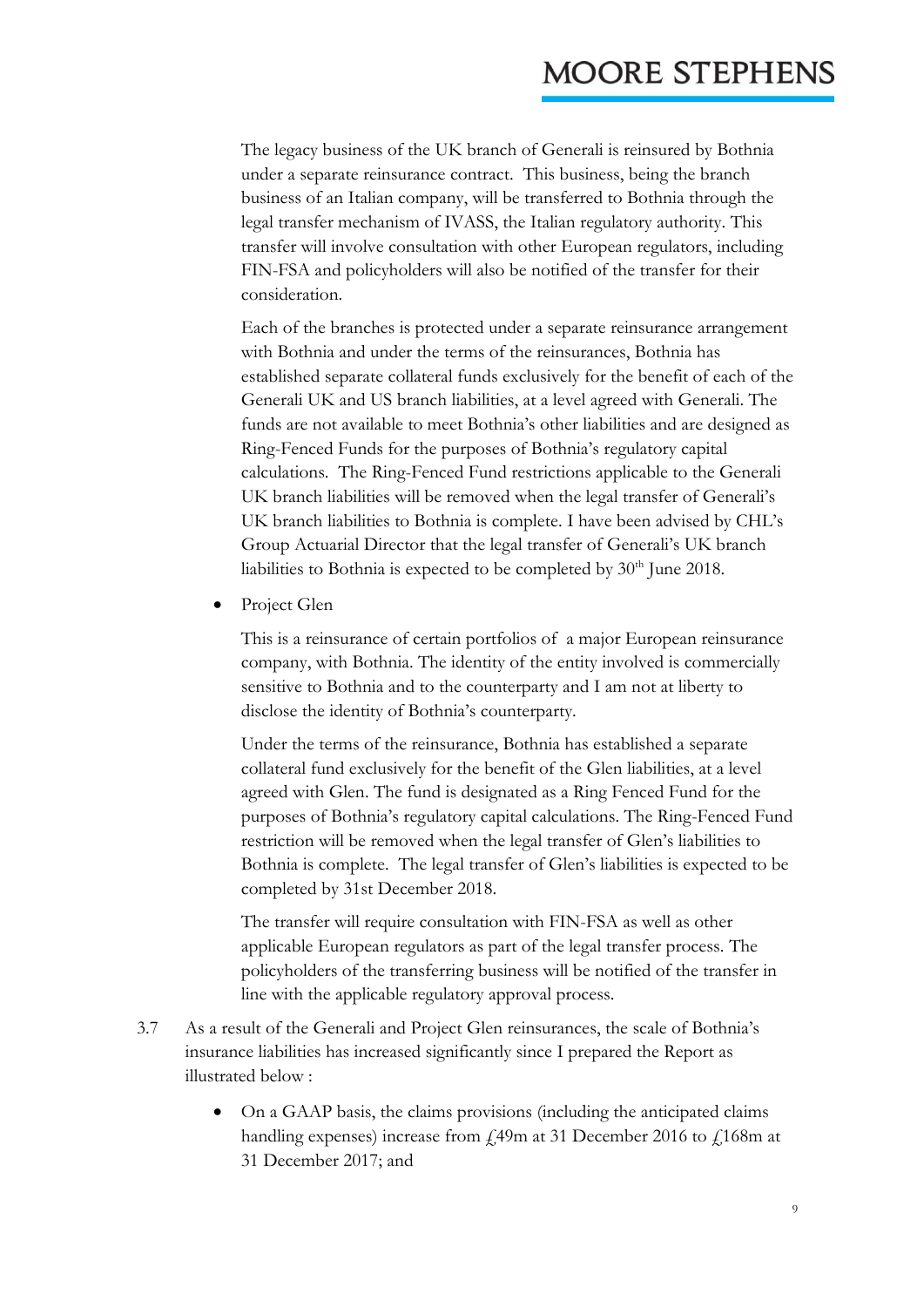The legacy business of the UK branch of Generali is reinsured by Bothnia under a separate reinsurance contract. This business, being the branch business of an Italian company, will be transferred to Bothnia through the legal transfer mechanism of IVASS, the Italian regulatory authority. This transfer will involve consultation with other European regulators, including FIN-FSA and policyholders will also be notified of the transfer for their consideration.

Each of the branches is protected under a separate reinsurance arrangement with Bothnia and under the terms of the reinsurances, Bothnia has established separate collateral funds exclusively for the benefit of each of the Generali UK and US branch liabilities, at a level agreed with Generali. The funds are not available to meet Bothnia's other liabilities and are designed as Ring-Fenced Funds for the purposes of Bothnia's regulatory capital calculations. The Ring-Fenced Fund restrictions applicable to the Generali UK branch liabilities will be removed when the legal transfer of Generali's UK branch liabilities to Bothnia is complete. I have been advised by CHL's Group Actuarial Director that the legal transfer of Generali's UK branch liabilities to Bothnia is expected to be completed by 30th June 2018.

- Project Glen

  This is a reinsurance of certain portfolios of a major European reinsurance company, with Bothnia. The identity of the entity involved is commercially sensitive to Bothnia and to the counterparty and I am not at liberty to disclose the identity of Bothnia's counterparty.

  Under the terms of the reinsurance, Bothnia has established a separate collateral fund exclusively for the benefit of the Glen liabilities, at a level agreed with Glen. The fund is designated as a Ring Fenced Fund for the purposes of Bothnia's regulatory capital calculations. The Ring-Fenced Fund restriction will be removed when the legal transfer of Glen's liabilities to Bothnia is complete. The legal transfer of Glen's liabilities is expected to be completed by 31st December 2018.

  The transfer will require consultation with FIN-FSA as well as other applicable European regulators as part of the legal transfer process. The policyholders of the transferring business will be notified of the transfer in line with the applicable regulatory approval process.

3.7 As a result of the Generali and Project Glen reinsurances, the scale of Bothnia's insurance liabilities has increased significantly since I prepared the Report as illustrated below :

- On a GAAP basis, the claims provisions (including the anticipated claims handling expenses) increase from £49m at 31 December 2016 to £168m at 31 December 2017; and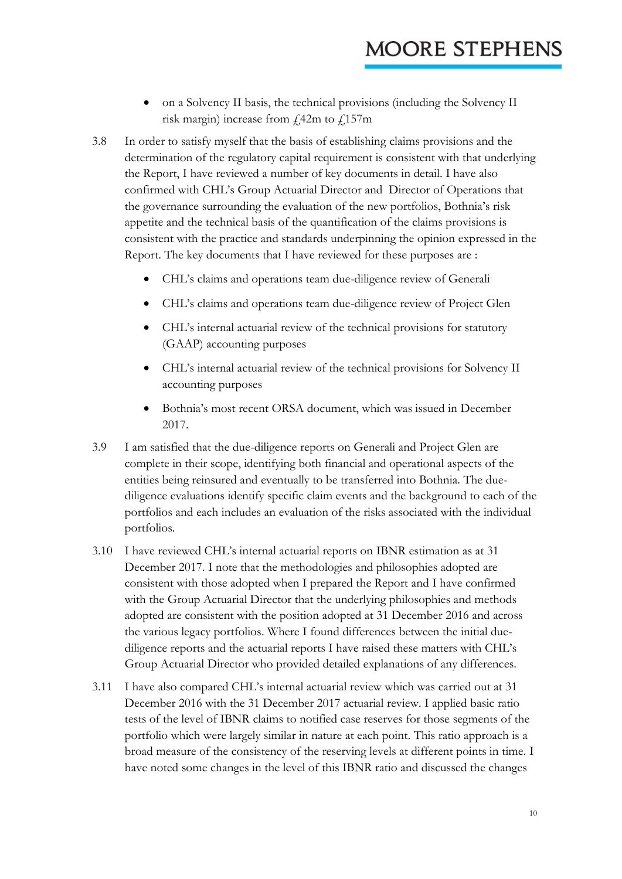- on a Solvency II basis, the technical provisions (including the Solvency II risk margin) increase from £42m to £157m

3.8 In order to satisfy myself that the basis of establishing claims provisions and the determination of the regulatory capital requirement is consistent with that underlying the Report, I have reviewed a number of key documents in detail. I have also confirmed with CHL's Group Actuarial Director and Director of Operations that the governance surrounding the evaluation of the new portfolios, Bothnia's risk appetite and the technical basis of the quantification of the claims provisions is consistent with the practice and standards underpinning the opinion expressed in the Report. The key documents that I have reviewed for these purposes are :

- CHL's claims and operations team due-diligence review of Generali
- CHL's claims and operations team due-diligence review of Project Glen
- CHL's internal actuarial review of the technical provisions for statutory (GAAP) accounting purposes
- CHL's internal actuarial review of the technical provisions for Solvency II accounting purposes
- Bothnia's most recent ORSA document, which was issued in December 2017.

3.9 I am satisfied that the due-diligence reports on Generali and Project Glen are complete in their scope, identifying both financial and operational aspects of the entities being reinsured and eventually to be transferred into Bothnia. The due-diligence evaluations identify specific claim events and the background to each of the portfolios and each includes an evaluation of the risks associated with the individual portfolios.

3.10 I have reviewed CHL's internal actuarial reports on IBNR estimation as at 31 December 2017. I note that the methodologies and philosophies adopted are consistent with those adopted when I prepared the Report and I have confirmed with the Group Actuarial Director that the underlying philosophies and methods adopted are consistent with the position adopted at 31 December 2016 and across the various legacy portfolios. Where I found differences between the initial due-diligence reports and the actuarial reports I have raised these matters with CHL's Group Actuarial Director who provided detailed explanations of any differences.

3.11 I have also compared CHL's internal actuarial review which was carried out at 31 December 2016 with the 31 December 2017 actuarial review. I applied basic ratio tests of the level of IBNR claims to notified case reserves for those segments of the portfolio which were largely similar in nature at each point. This ratio approach is a broad measure of the consistency of the reserving levels at different points in time. I have noted some changes in the level of this IBNR ratio and discussed the changes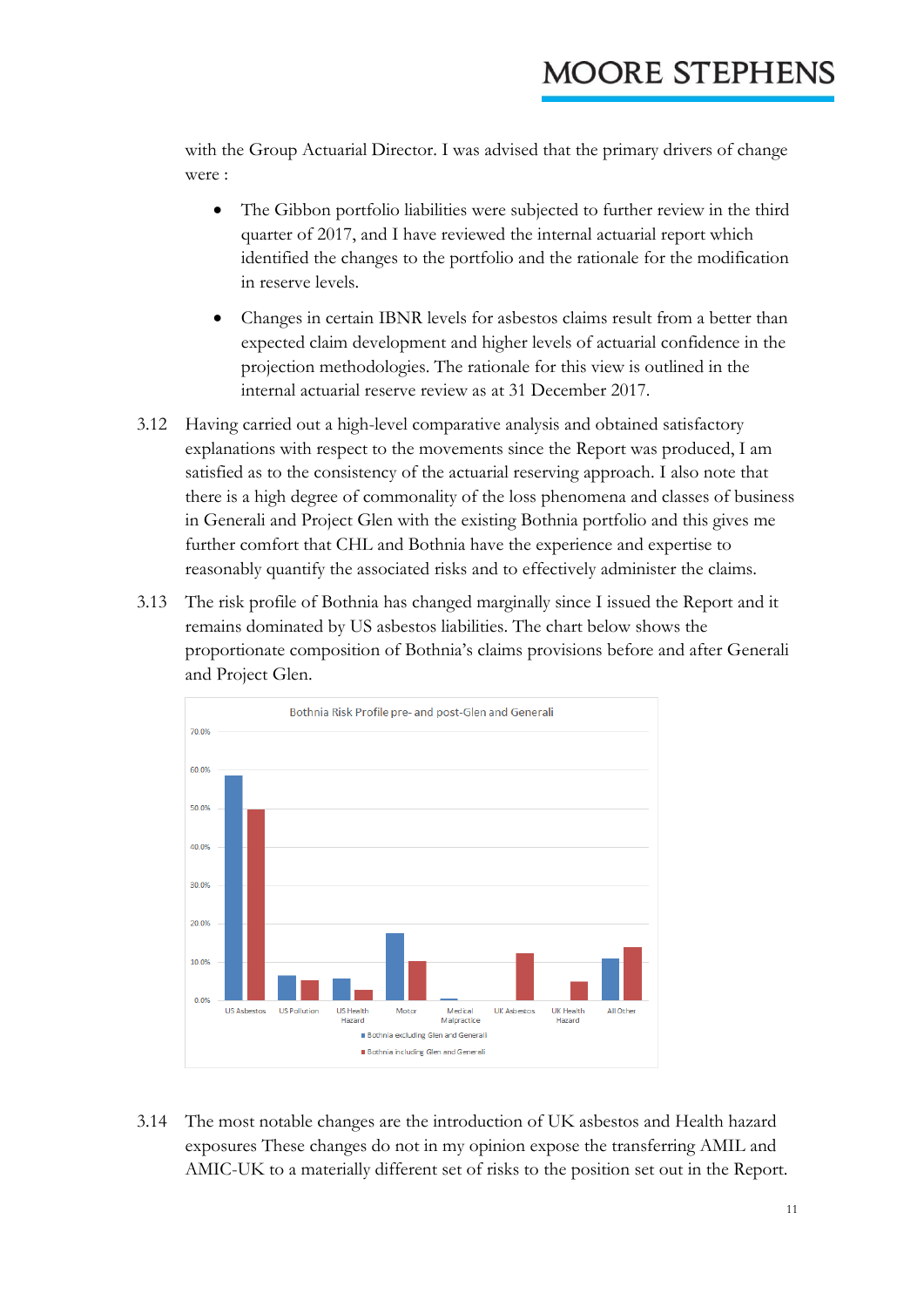with the Group Actuarial Director. I was advised that the primary drivers of change were :

- The Gibbon portfolio liabilities were subjected to further review in the third quarter of 2017, and I have reviewed the internal actuarial report which identified the changes to the portfolio and the rationale for the modification in reserve levels.

- Changes in certain IBNR levels for asbestos claims result from a better than expected claim development and higher levels of actuarial confidence in the projection methodologies. The rationale for this view is outlined in the internal actuarial reserve review as at 31 December 2017.

3.12 Having carried out a high-level comparative analysis and obtained satisfactory explanations with respect to the movements since the Report was produced, I am satisfied as to the consistency of the actuarial reserving approach. I also note that there is a high degree of commonality of the loss phenomena and classes of business in Generali and Project Glen with the existing Bothnia portfolio and this gives me further comfort that CHL and Bothnia have the experience and expertise to reasonably quantify the associated risks and to effectively administer the claims.

3.13 The risk profile of Bothnia has changed marginally since I issued the Report and it remains dominated by US asbestos liabilities. The chart below shows the proportionate composition of Bothnia's claims provisions before and after Generali and Project Glen.

Bothnia Risk Profile pre- and post-Glen and Generali

3.14 The most notable changes are the introduction of UK asbestos and Health hazard exposures These changes do not in my opinion expose the transferring AMIL and AMIC-UK to a materially different set of risks to the position set out in the Report.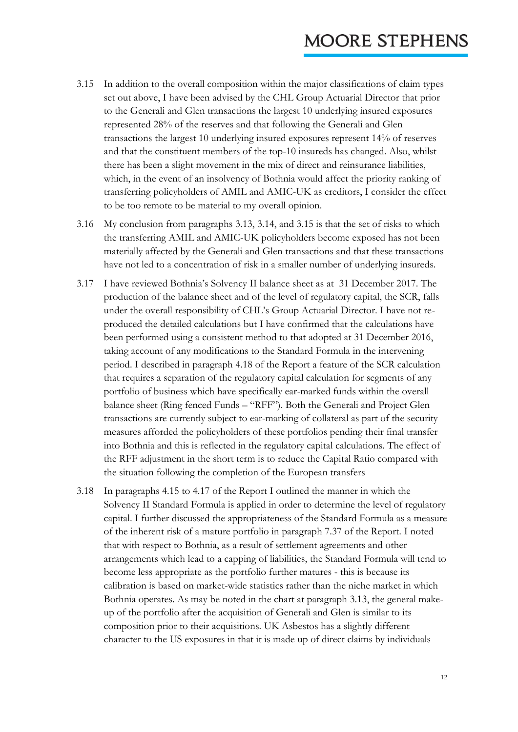3.15 In addition to the overall composition within the major classifications of claim types set out above, I have been advised by the CHL Group Actuarial Director that prior to the Generali and Glen transactions the largest 10 underlying insured exposures represented 28% of the reserves and that following the Generali and Glen transactions the largest 10 underlying insured exposures represent 14% of reserves and that the constituent members of the top-10 insureds has changed. Also, whilst there has been a slight movement in the mix of direct and reinsurance liabilities, which, in the event of an insolvency of Bothnia would affect the priority ranking of transferring policyholders of AMIL and AMIC-UK as creditors, I consider the effect to be too remote to be material to my overall opinion.

3.16 My conclusion from paragraphs 3.13, 3.14, and 3.15 is that the set of risks to which the transferring AMIL and AMIC-UK policyholders become exposed has not been materially affected by the Generali and Glen transactions and that these transactions have not led to a concentration of risk in a smaller number of underlying insureds.

3.17 I have reviewed Bothnia's Solvency II balance sheet as at 31 December 2017. The production of the balance sheet and of the level of regulatory capital, the SCR, falls under the overall responsibility of CHL's Group Actuarial Director. I have not re-produced the detailed calculations but I have confirmed that the calculations have been performed using a consistent method to that adopted at 31 December 2016, taking account of any modifications to the Standard Formula in the intervening period. I described in paragraph 4.18 of the Report a feature of the SCR calculation that requires a separation of the regulatory capital calculation for segments of any portfolio of business which have specifically ear-marked funds within the overall balance sheet (Ring fenced Funds – "RFF"). Both the Generali and Project Glen transactions are currently subject to ear-marking of collateral as part of the security measures afforded the policyholders of these portfolios pending their final transfer into Bothnia and this is reflected in the regulatory capital calculations. The effect of the RFF adjustment in the short term is to reduce the Capital Ratio compared with the situation following the completion of the European transfers

3.18 In paragraphs 4.15 to 4.17 of the Report I outlined the manner in which the Solvency II Standard Formula is applied in order to determine the level of regulatory capital. I further discussed the appropriateness of the Standard Formula as a measure of the inherent risk of a mature portfolio in paragraph 7.37 of the Report. I noted that with respect to Bothnia, as a result of settlement agreements and other arrangements which lead to a capping of liabilities, the Standard Formula will tend to become less appropriate as the portfolio further matures - this is because its calibration is based on market-wide statistics rather than the niche market in which Bothnia operates. As may be noted in the chart at paragraph 3.13, the general make-up of the portfolio after the acquisition of Generali and Glen is similar to its composition prior to their acquisitions. UK Asbestos has a slightly different character to the US exposures in that it is made up of direct claims by individuals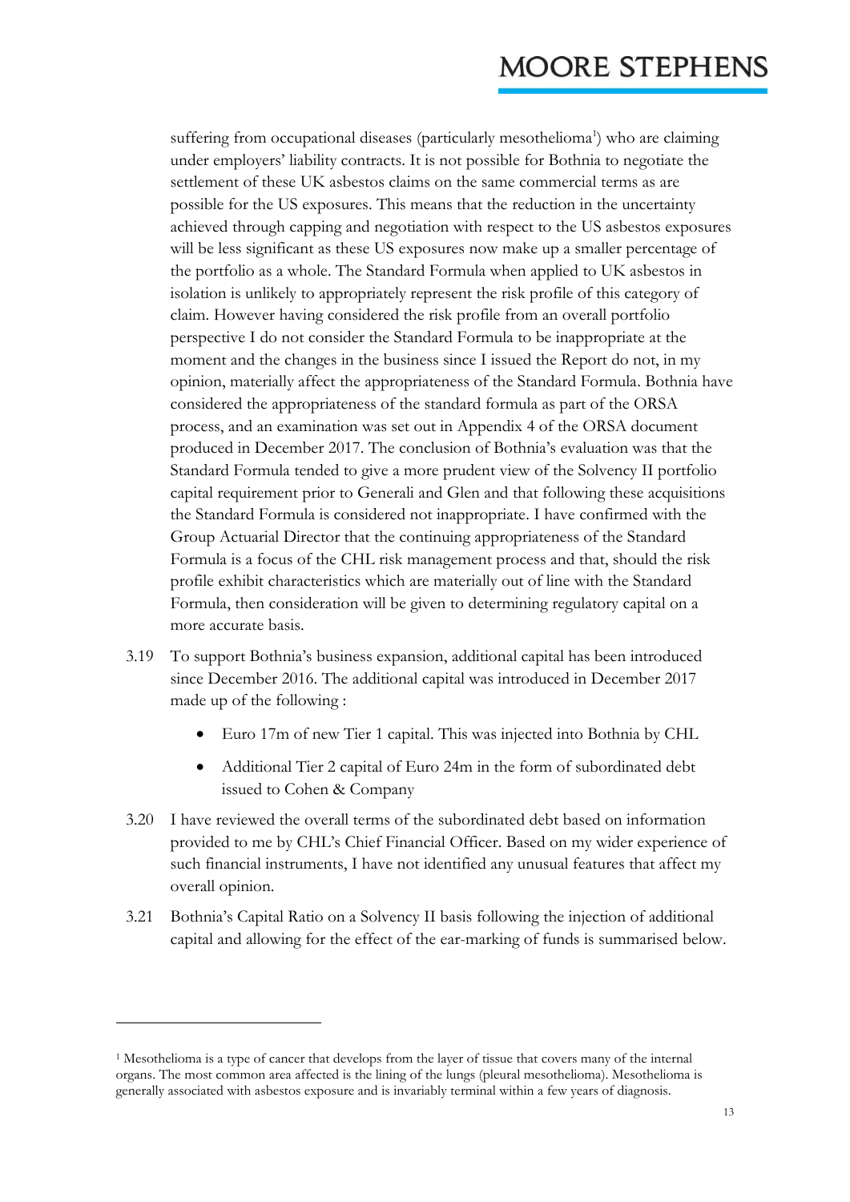suffering from occupational diseases (particularly mesothelioma[1]) who are claiming under employers' liability contracts. It is not possible for Bothnia to negotiate the settlement of these UK asbestos claims on the same commercial terms as are possible for the US exposures. This means that the reduction in the uncertainty achieved through capping and negotiation with respect to the US asbestos exposures will be less significant as these US exposures now make up a smaller percentage of the portfolio as a whole. The Standard Formula when applied to UK asbestos in isolation is unlikely to appropriately represent the risk profile of this category of claim. However having considered the risk profile from an overall portfolio perspective I do not consider the Standard Formula to be inappropriate at the moment and the changes in the business since I issued the Report do not, in my opinion, materially affect the appropriateness of the Standard Formula. Bothnia have considered the appropriateness of the standard formula as part of the ORSA process, and an examination was set out in Appendix 4 of the ORSA document produced in December 2017. The conclusion of Bothnia's evaluation was that the Standard Formula tended to give a more prudent view of the Solvency II portfolio capital requirement prior to Generali and Glen and that following these acquisitions the Standard Formula is considered not inappropriate. I have confirmed with the Group Actuarial Director that the continuing appropriateness of the Standard Formula is a focus of the CHL risk management process and that, should the risk profile exhibit characteristics which are materially out of line with the Standard Formula, then consideration will be given to determining regulatory capital on a more accurate basis.

3.19 To support Bothnia's business expansion, additional capital has been introduced since December 2016. The additional capital was introduced in December 2017 made up of the following :

- Euro 17m of new Tier 1 capital. This was injected into Bothnia by CHL
- Additional Tier 2 capital of Euro 24m in the form of subordinated debt issued to Cohen & Company

3.20 I have reviewed the overall terms of the subordinated debt based on information provided to me by CHL's Chief Financial Officer. Based on my wider experience of such financial instruments, I have not identified any unusual features that affect my overall opinion.

3.21 Bothnia's Capital Ratio on a Solvency II basis following the injection of additional capital and allowing for the effect of the ear-marking of funds is summarised below.

[1] Mesothelioma is a type of cancer that develops from the layer of tissue that covers many of the internal organs. The most common area affected is the lining of the lungs (pleural mesothelioma). Mesothelioma is generally associated with asbestos exposure and is invariably terminal within a few years of diagnosis.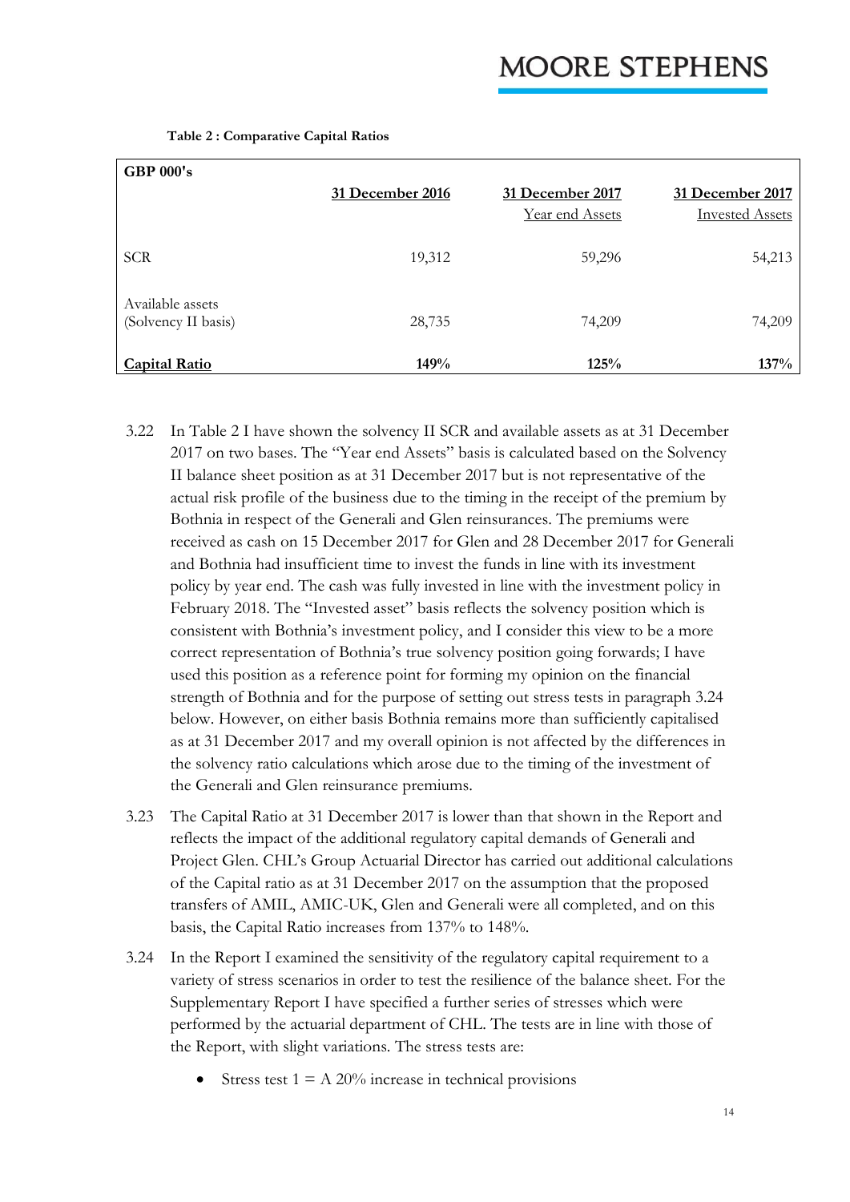**Table 2 : Comparative Capital Ratios**

| GBP 000's | 31 December 2016 | 31 December 2017 Year end Assets | 31 December 2017 Invested Assets |
|---|---|---|---|
| SCR | 19,312 | 59,296 | 54,213 |
| Available assets (Solvency II basis) | 28,735 | 74,209 | 74,209 |
| **Capital Ratio** | **149%** | **125%** | **137%** |

3.22 In Table 2 I have shown the solvency II SCR and available assets as at 31 December 2017 on two bases. The "Year end Assets" basis is calculated based on the Solvency II balance sheet position as at 31 December 2017 but is not representative of the actual risk profile of the business due to the timing in the receipt of the premium by Bothnia in respect of the Generali and Glen reinsurances. The premiums were received as cash on 15 December 2017 for Glen and 28 December 2017 for Generali and Bothnia had insufficient time to invest the funds in line with its investment policy by year end. The cash was fully invested in line with the investment policy in February 2018. The "Invested asset" basis reflects the solvency position which is consistent with Bothnia's investment policy, and I consider this view to be a more correct representation of Bothnia's true solvency position going forwards; I have used this position as a reference point for forming my opinion on the financial strength of Bothnia and for the purpose of setting out stress tests in paragraph 3.24 below. However, on either basis Bothnia remains more than sufficiently capitalised as at 31 December 2017 and my overall opinion is not affected by the differences in the solvency ratio calculations which arose due to the timing of the investment of the Generali and Glen reinsurance premiums.

3.23 The Capital Ratio at 31 December 2017 is lower than that shown in the Report and reflects the impact of the additional regulatory capital demands of Generali and Project Glen. CHL's Group Actuarial Director has carried out additional calculations of the Capital ratio as at 31 December 2017 on the assumption that the proposed transfers of AMIL, AMIC-UK, Glen and Generali were all completed, and on this basis, the Capital Ratio increases from 137% to 148%.

3.24 In the Report I examined the sensitivity of the regulatory capital requirement to a variety of stress scenarios in order to test the resilience of the balance sheet. For the Supplementary Report I have specified a further series of stresses which were performed by the actuarial department of CHL. The tests are in line with those of the Report, with slight variations. The stress tests are:

- Stress test 1 = A 20% increase in technical provisions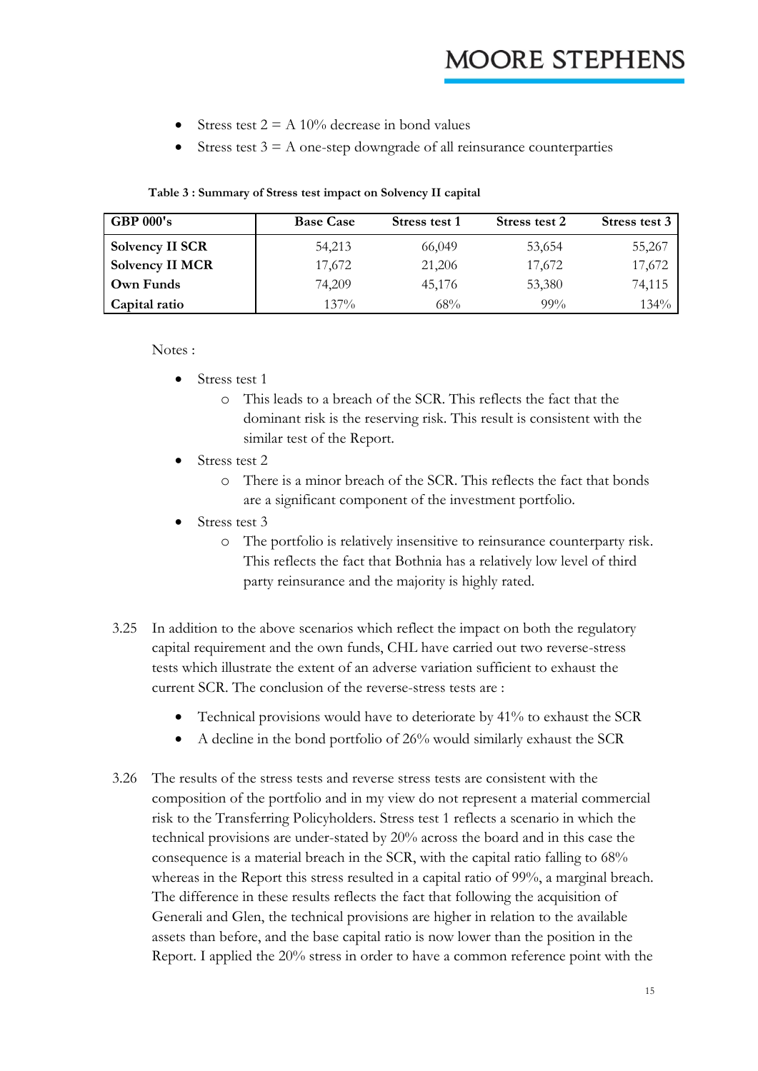- Stress test 2 = A 10% decrease in bond values
- Stress test 3 = A one-step downgrade of all reinsurance counterparties

**Table 3 : Summary of Stress test impact on Solvency II capital**

| GBP 000's | Base Case | Stress test 1 | Stress test 2 | Stress test 3 |
|---|---|---|---|---|
| **Solvency II SCR** | 54,213 | 66,049 | 53,654 | 55,267 |
| **Solvency II MCR** | 17,672 | 21,206 | 17,672 | 17,672 |
| **Own Funds** | 74,209 | 45,176 | 53,380 | 74,115 |
| **Capital ratio** | 137% | 68% | 99% | 134% |

Notes :

- Stress test 1
  - This leads to a breach of the SCR. This reflects the fact that the dominant risk is the reserving risk. This result is consistent with the similar test of the Report.
- Stress test 2
  - There is a minor breach of the SCR. This reflects the fact that bonds are a significant component of the investment portfolio.
- Stress test 3
  - The portfolio is relatively insensitive to reinsurance counterparty risk. This reflects the fact that Bothnia has a relatively low level of third party reinsurance and the majority is highly rated.

3.25 In addition to the above scenarios which reflect the impact on both the regulatory capital requirement and the own funds, CHL have carried out two reverse-stress tests which illustrate the extent of an adverse variation sufficient to exhaust the current SCR. The conclusion of the reverse-stress tests are :

- Technical provisions would have to deteriorate by 41% to exhaust the SCR
- A decline in the bond portfolio of 26% would similarly exhaust the SCR

3.26 The results of the stress tests and reverse stress tests are consistent with the composition of the portfolio and in my view do not represent a material commercial risk to the Transferring Policyholders. Stress test 1 reflects a scenario in which the technical provisions are under-stated by 20% across the board and in this case the consequence is a material breach in the SCR, with the capital ratio falling to 68% whereas in the Report this stress resulted in a capital ratio of 99%, a marginal breach. The difference in these results reflects the fact that following the acquisition of Generali and Glen, the technical provisions are higher in relation to the available assets than before, and the base capital ratio is now lower than the position in the Report. I applied the 20% stress in order to have a common reference point with the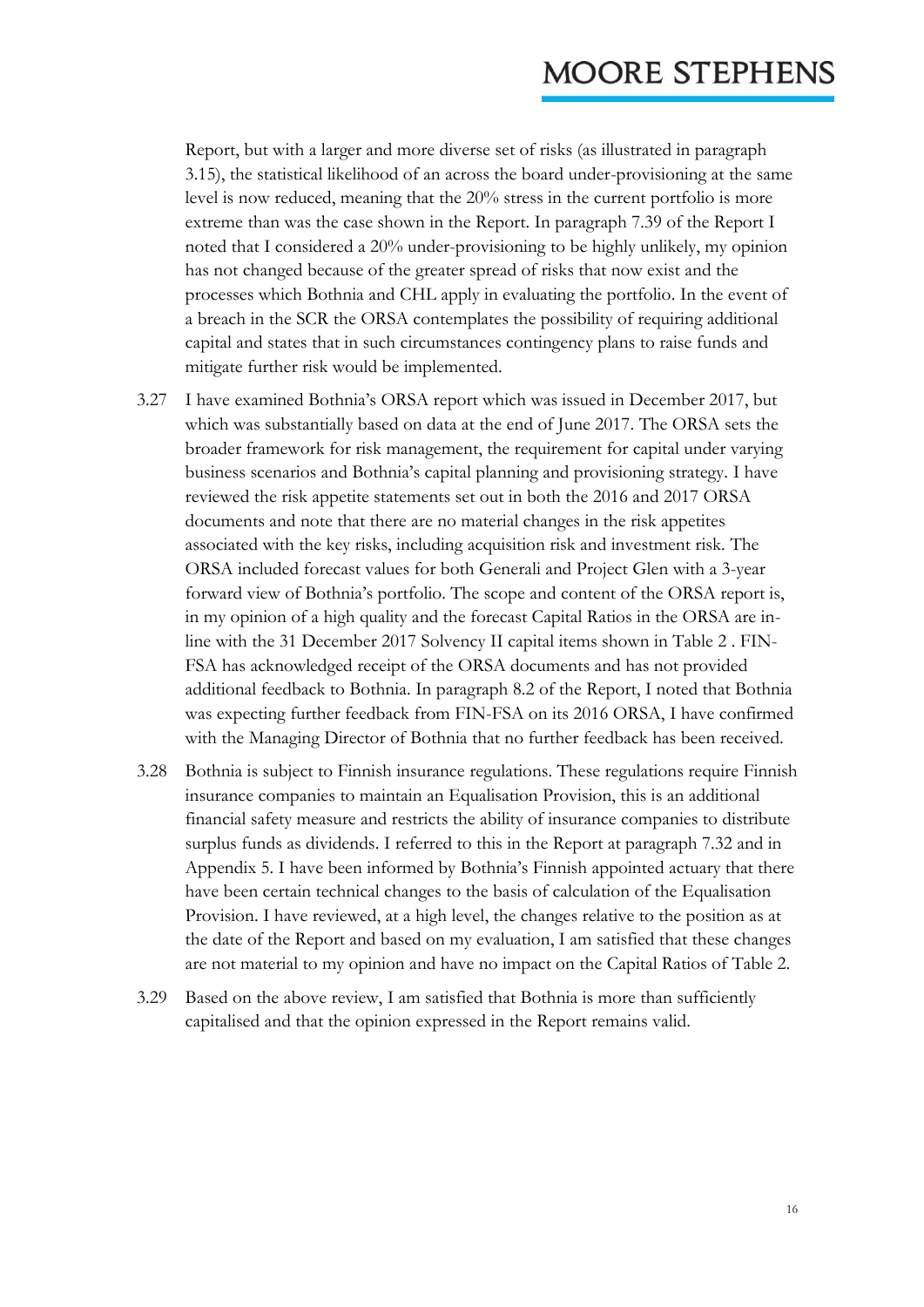Report, but with a larger and more diverse set of risks (as illustrated in paragraph 3.15), the statistical likelihood of an across the board under-provisioning at the same level is now reduced, meaning that the 20% stress in the current portfolio is more extreme than was the case shown in the Report. In paragraph 7.39 of the Report I noted that I considered a 20% under-provisioning to be highly unlikely, my opinion has not changed because of the greater spread of risks that now exist and the processes which Bothnia and CHL apply in evaluating the portfolio. In the event of a breach in the SCR the ORSA contemplates the possibility of requiring additional capital and states that in such circumstances contingency plans to raise funds and mitigate further risk would be implemented.

3.27 I have examined Bothnia's ORSA report which was issued in December 2017, but which was substantially based on data at the end of June 2017. The ORSA sets the broader framework for risk management, the requirement for capital under varying business scenarios and Bothnia's capital planning and provisioning strategy. I have reviewed the risk appetite statements set out in both the 2016 and 2017 ORSA documents and note that there are no material changes in the risk appetites associated with the key risks, including acquisition risk and investment risk. The ORSA included forecast values for both Generali and Project Glen with a 3-year forward view of Bothnia's portfolio. The scope and content of the ORSA report is, in my opinion of a high quality and the forecast Capital Ratios in the ORSA are in-line with the 31 December 2017 Solvency II capital items shown in Table 2 . FIN-FSA has acknowledged receipt of the ORSA documents and has not provided additional feedback to Bothnia. In paragraph 8.2 of the Report, I noted that Bothnia was expecting further feedback from FIN-FSA on its 2016 ORSA, I have confirmed with the Managing Director of Bothnia that no further feedback has been received.

3.28 Bothnia is subject to Finnish insurance regulations. These regulations require Finnish insurance companies to maintain an Equalisation Provision, this is an additional financial safety measure and restricts the ability of insurance companies to distribute surplus funds as dividends. I referred to this in the Report at paragraph 7.32 and in Appendix 5. I have been informed by Bothnia's Finnish appointed actuary that there have been certain technical changes to the basis of calculation of the Equalisation Provision. I have reviewed, at a high level, the changes relative to the position as at the date of the Report and based on my evaluation, I am satisfied that these changes are not material to my opinion and have no impact on the Capital Ratios of Table 2.

3.29 Based on the above review, I am satisfied that Bothnia is more than sufficiently capitalised and that the opinion expressed in the Report remains valid.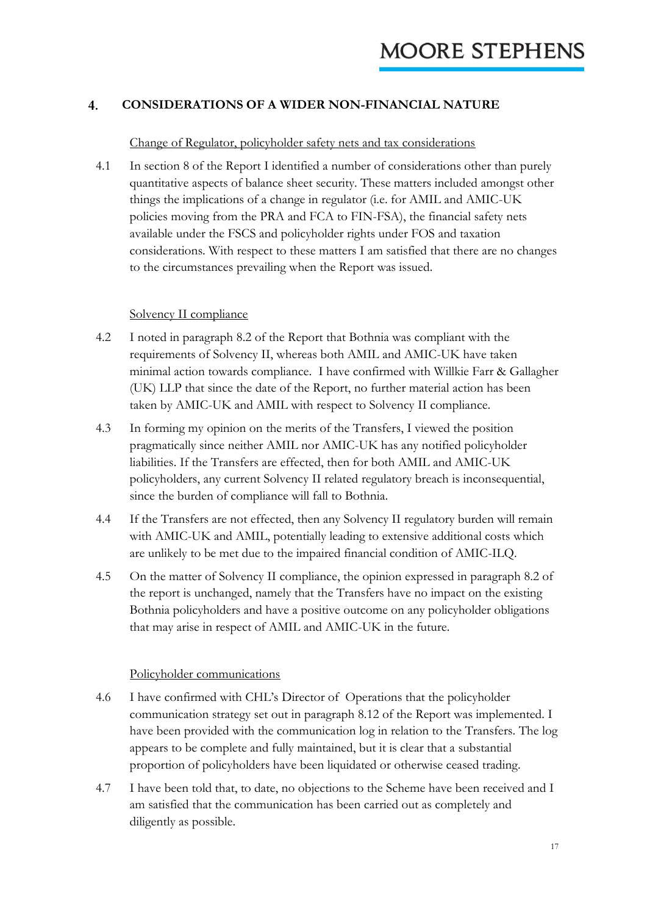## 4. CONSIDERATIONS OF A WIDER NON-FINANCIAL NATURE

Change of Regulator, policyholder safety nets and tax considerations

4.1 In section 8 of the Report I identified a number of considerations other than purely quantitative aspects of balance sheet security. These matters included amongst other things the implications of a change in regulator (i.e. for AMIL and AMIC-UK policies moving from the PRA and FCA to FIN-FSA), the financial safety nets available under the FSCS and policyholder rights under FOS and taxation considerations. With respect to these matters I am satisfied that there are no changes to the circumstances prevailing when the Report was issued.

Solvency II compliance

4.2 I noted in paragraph 8.2 of the Report that Bothnia was compliant with the requirements of Solvency II, whereas both AMIL and AMIC-UK have taken minimal action towards compliance. I have confirmed with Willkie Farr & Gallagher (UK) LLP that since the date of the Report, no further material action has been taken by AMIC-UK and AMIL with respect to Solvency II compliance.

4.3 In forming my opinion on the merits of the Transfers, I viewed the position pragmatically since neither AMIL nor AMIC-UK has any notified policyholder liabilities. If the Transfers are effected, then for both AMIL and AMIC-UK policyholders, any current Solvency II related regulatory breach is inconsequential, since the burden of compliance will fall to Bothnia.

4.4 If the Transfers are not effected, then any Solvency II regulatory burden will remain with AMIC-UK and AMIL, potentially leading to extensive additional costs which are unlikely to be met due to the impaired financial condition of AMIC-ILQ.

4.5 On the matter of Solvency II compliance, the opinion expressed in paragraph 8.2 of the report is unchanged, namely that the Transfers have no impact on the existing Bothnia policyholders and have a positive outcome on any policyholder obligations that may arise in respect of AMIL and AMIC-UK in the future.

Policyholder communications

4.6 I have confirmed with CHL's Director of Operations that the policyholder communication strategy set out in paragraph 8.12 of the Report was implemented. I have been provided with the communication log in relation to the Transfers. The log appears to be complete and fully maintained, but it is clear that a substantial proportion of policyholders have been liquidated or otherwise ceased trading.

4.7 I have been told that, to date, no objections to the Scheme have been received and I am satisfied that the communication has been carried out as completely and diligently as possible.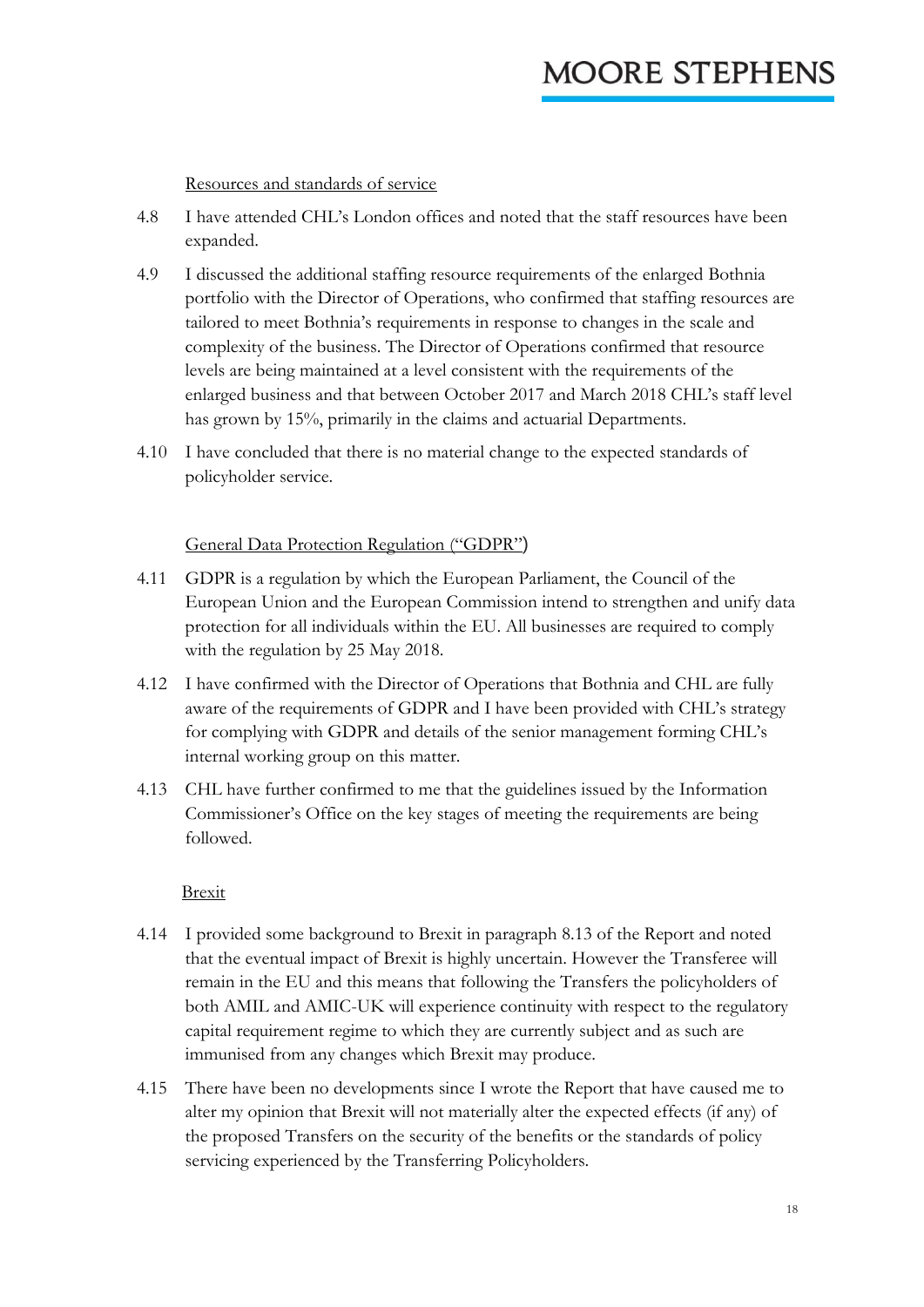Resources and standards of service

4.8 I have attended CHL's London offices and noted that the staff resources have been expanded.

4.9 I discussed the additional staffing resource requirements of the enlarged Bothnia portfolio with the Director of Operations, who confirmed that staffing resources are tailored to meet Bothnia's requirements in response to changes in the scale and complexity of the business. The Director of Operations confirmed that resource levels are being maintained at a level consistent with the requirements of the enlarged business and that between October 2017 and March 2018 CHL's staff level has grown by 15%, primarily in the claims and actuarial Departments.

4.10 I have concluded that there is no material change to the expected standards of policyholder service.

General Data Protection Regulation ("GDPR")

4.11 GDPR is a regulation by which the European Parliament, the Council of the European Union and the European Commission intend to strengthen and unify data protection for all individuals within the EU. All businesses are required to comply with the regulation by 25 May 2018.

4.12 I have confirmed with the Director of Operations that Bothnia and CHL are fully aware of the requirements of GDPR and I have been provided with CHL's strategy for complying with GDPR and details of the senior management forming CHL's internal working group on this matter.

4.13 CHL have further confirmed to me that the guidelines issued by the Information Commissioner's Office on the key stages of meeting the requirements are being followed.

Brexit

4.14 I provided some background to Brexit in paragraph 8.13 of the Report and noted that the eventual impact of Brexit is highly uncertain. However the Transferee will remain in the EU and this means that following the Transfers the policyholders of both AMIL and AMIC-UK will experience continuity with respect to the regulatory capital requirement regime to which they are currently subject and as such are immunised from any changes which Brexit may produce.

4.15 There have been no developments since I wrote the Report that have caused me to alter my opinion that Brexit will not materially alter the expected effects (if any) of the proposed Transfers on the security of the benefits or the standards of policy servicing experienced by the Transferring Policyholders.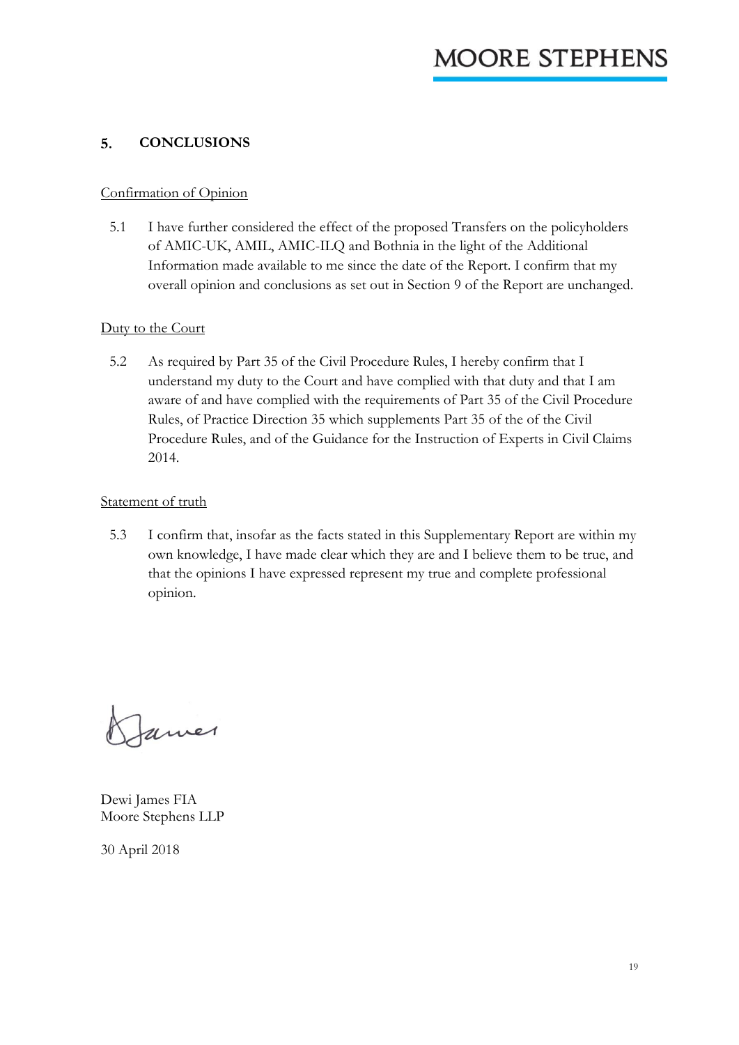## 5. CONCLUSIONS

Confirmation of Opinion

5.1 I have further considered the effect of the proposed Transfers on the policyholders of AMIC-UK, AMIL, AMIC-ILQ and Bothnia in the light of the Additional Information made available to me since the date of the Report. I confirm that my overall opinion and conclusions as set out in Section 9 of the Report are unchanged.

Duty to the Court

5.2 As required by Part 35 of the Civil Procedure Rules, I hereby confirm that I understand my duty to the Court and have complied with that duty and that I am aware of and have complied with the requirements of Part 35 of the Civil Procedure Rules, of Practice Direction 35 which supplements Part 35 of the of the Civil Procedure Rules, and of the Guidance for the Instruction of Experts in Civil Claims 2014.

Statement of truth

5.3 I confirm that, insofar as the facts stated in this Supplementary Report are within my own knowledge, I have made clear which they are and I believe them to be true, and that the opinions I have expressed represent my true and complete professional opinion.

Dewi James FIA
Moore Stephens LLP

30 April 2018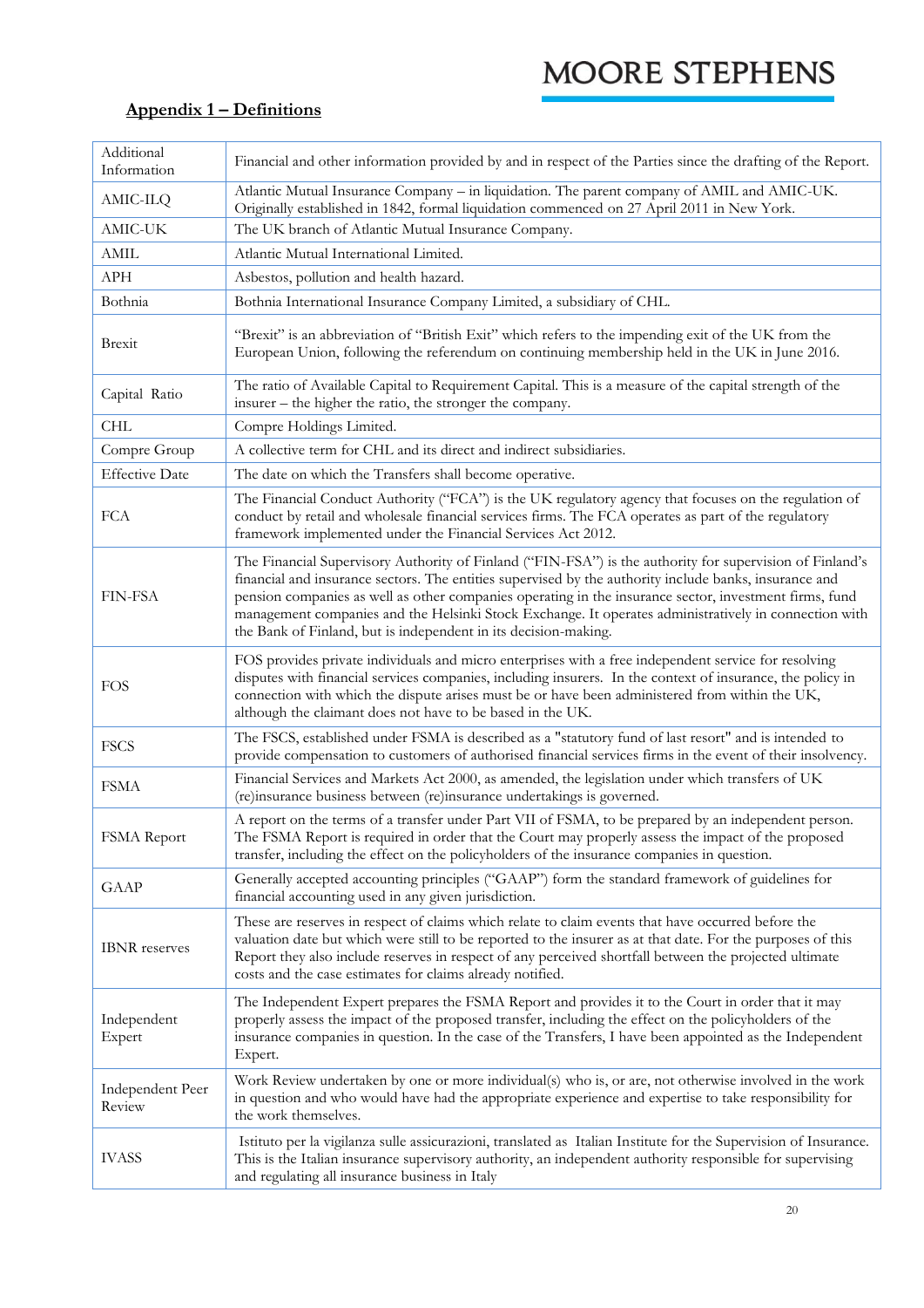## Appendix 1 – Definitions

| | |
|---|---|
| Additional Information | Financial and other information provided by and in respect of the Parties since the drafting of the Report. |
| AMIC-ILQ | Atlantic Mutual Insurance Company – in liquidation. The parent company of AMIL and AMIC-UK. Originally established in 1842, formal liquidation commenced on 27 April 2011 in New York. |
| AMIC-UK | The UK branch of Atlantic Mutual Insurance Company. |
| AMIL | Atlantic Mutual International Limited. |
| APH | Asbestos, pollution and health hazard. |
| Bothnia | Bothnia International Insurance Company Limited, a subsidiary of CHL. |
| Brexit | "Brexit" is an abbreviation of "British Exit" which refers to the impending exit of the UK from the European Union, following the referendum on continuing membership held in the UK in June 2016. |
| Capital Ratio | The ratio of Available Capital to Requirement Capital. This is a measure of the capital strength of the insurer – the higher the ratio, the stronger the company. |
| CHL | Compre Holdings Limited. |
| Compre Group | A collective term for CHL and its direct and indirect subsidiaries. |
| Effective Date | The date on which the Transfers shall become operative. |
| FCA | The Financial Conduct Authority ("FCA") is the UK regulatory agency that focuses on the regulation of conduct by retail and wholesale financial services firms. The FCA operates as part of the regulatory framework implemented under the Financial Services Act 2012. |
| FIN-FSA | The Financial Supervisory Authority of Finland ("FIN-FSA") is the authority for supervision of Finland's financial and insurance sectors. The entities supervised by the authority include banks, insurance and pension companies as well as other companies operating in the insurance sector, investment firms, fund management companies and the Helsinki Stock Exchange. It operates administratively in connection with the Bank of Finland, but is independent in its decision-making. |
| FOS | FOS provides private individuals and micro enterprises with a free independent service for resolving disputes with financial services companies, including insurers. In the context of insurance, the policy in connection with which the dispute arises must be or have been administered from within the UK, although the claimant does not have to be based in the UK. |
| FSCS | The FSCS, established under FSMA is described as a "statutory fund of last resort" and is intended to provide compensation to customers of authorised financial services firms in the event of their insolvency. |
| FSMA | Financial Services and Markets Act 2000, as amended, the legislation under which transfers of UK (re)insurance business between (re)insurance undertakings is governed. |
| FSMA Report | A report on the terms of a transfer under Part VII of FSMA, to be prepared by an independent person. The FSMA Report is required in order that the Court may properly assess the impact of the proposed transfer, including the effect on the policyholders of the insurance companies in question. |
| GAAP | Generally accepted accounting principles ("GAAP") form the standard framework of guidelines for financial accounting used in any given jurisdiction. |
| IBNR reserves | These are reserves in respect of claims which relate to claim events that have occurred before the valuation date but which were still to be reported to the insurer as at that date. For the purposes of this Report they also include reserves in respect of any perceived shortfall between the projected ultimate costs and the case estimates for claims already notified. |
| Independent Expert | The Independent Expert prepares the FSMA Report and provides it to the Court in order that it may properly assess the impact of the proposed transfer, including the effect on the policyholders of the insurance companies in question. In the case of the Transfers, I have been appointed as the Independent Expert. |
| Independent Peer Review | Work Review undertaken by one or more individual(s) who is, or are, not otherwise involved in the work in question and who would have had the appropriate experience and expertise to take responsibility for the work themselves. |
| IVASS | Istituto per la vigilanza sulle assicurazioni, translated as Italian Institute for the Supervision of Insurance. This is the Italian insurance supervisory authority, an independent authority responsible for supervising and regulating all insurance business in Italy |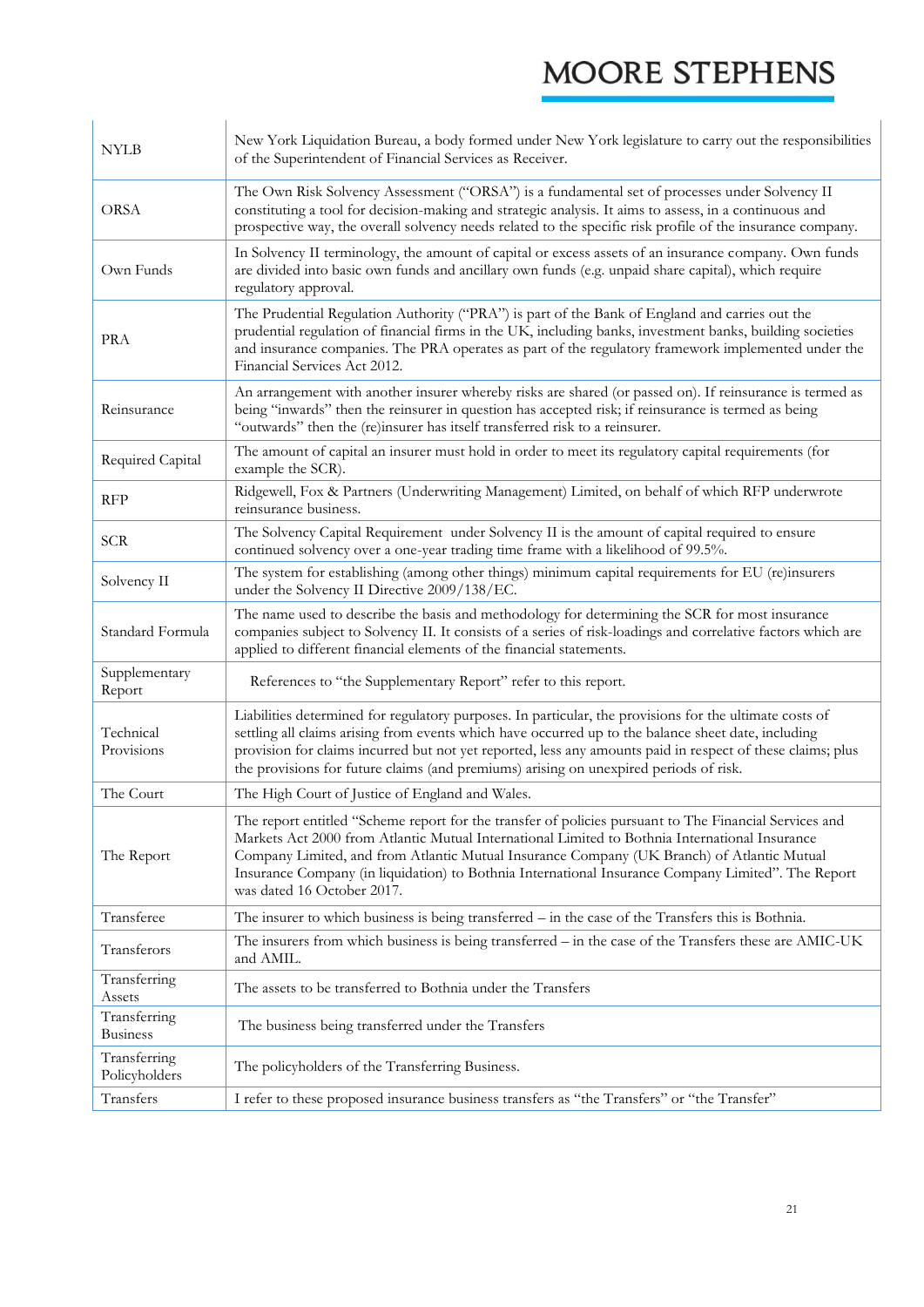| | |
|---|---|
| NYLB | New York Liquidation Bureau, a body formed under New York legislature to carry out the responsibilities of the Superintendent of Financial Services as Receiver. |
| ORSA | The Own Risk Solvency Assessment ("ORSA") is a fundamental set of processes under Solvency II constituting a tool for decision-making and strategic analysis. It aims to assess, in a continuous and prospective way, the overall solvency needs related to the specific risk profile of the insurance company. |
| Own Funds | In Solvency II terminology, the amount of capital or excess assets of an insurance company. Own funds are divided into basic own funds and ancillary own funds (e.g. unpaid share capital), which require regulatory approval. |
| PRA | The Prudential Regulation Authority ("PRA") is part of the Bank of England and carries out the prudential regulation of financial firms in the UK, including banks, investment banks, building societies and insurance companies. The PRA operates as part of the regulatory framework implemented under the Financial Services Act 2012. |
| Reinsurance | An arrangement with another insurer whereby risks are shared (or passed on). If reinsurance is termed as being "inwards" then the reinsurer in question has accepted risk; if reinsurance is termed as being "outwards" then the (re)insurer has itself transferred risk to a reinsurer. |
| Required Capital | The amount of capital an insurer must hold in order to meet its regulatory capital requirements (for example the SCR). |
| RFP | Ridgewell, Fox & Partners (Underwriting Management) Limited, on behalf of which RFP underwrote reinsurance business. |
| SCR | The Solvency Capital Requirement under Solvency II is the amount of capital required to ensure continued solvency over a one-year trading time frame with a likelihood of 99.5%. |
| Solvency II | The system for establishing (among other things) minimum capital requirements for EU (re)insurers under the Solvency II Directive 2009/138/EC. |
| Standard Formula | The name used to describe the basis and methodology for determining the SCR for most insurance companies subject to Solvency II. It consists of a series of risk-loadings and correlative factors which are applied to different financial elements of the financial statements. |
| Supplementary Report | References to "the Supplementary Report" refer to this report. |
| Technical Provisions | Liabilities determined for regulatory purposes. In particular, the provisions for the ultimate costs of settling all claims arising from events which have occurred up to the balance sheet date, including provision for claims incurred but not yet reported, less any amounts paid in respect of these claims; plus the provisions for future claims (and premiums) arising on unexpired periods of risk. |
| The Court | The High Court of Justice of England and Wales. |
| The Report | The report entitled "Scheme report for the transfer of policies pursuant to The Financial Services and Markets Act 2000 from Atlantic Mutual International Limited to Bothnia International Insurance Company Limited, and from Atlantic Mutual Insurance Company (UK Branch) of Atlantic Mutual Insurance Company (in liquidation) to Bothnia International Insurance Company Limited". The Report was dated 16 October 2017. |
| Transferee | The insurer to which business is being transferred – in the case of the Transfers this is Bothnia. |
| Transferors | The insurers from which business is being transferred – in the case of the Transfers these are AMIC-UK and AMIL. |
| Transferring Assets | The assets to be transferred to Bothnia under the Transfers |
| Transferring Business | The business being transferred under the Transfers |
| Transferring Policyholders | The policyholders of the Transferring Business. |
| Transfers | I refer to these proposed insurance business transfers as "the Transfers" or "the Transfer" |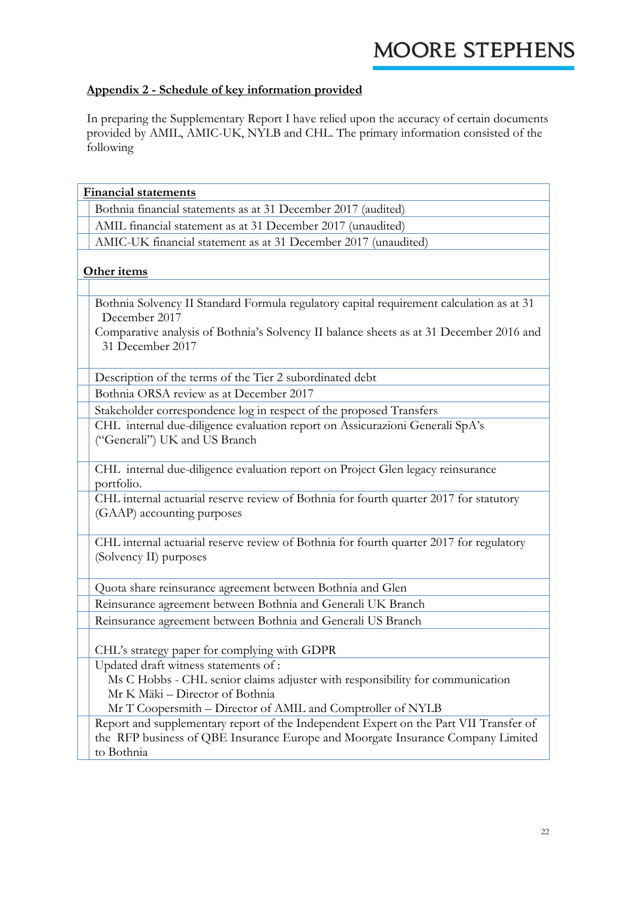## Appendix 2 - Schedule of key information provided

In preparing the Supplementary Report I have relied upon the accuracy of certain documents provided by AMIL, AMIC-UK, NYLB and CHL. The primary information consisted of the following

| | |
|---|---|
| **Financial statements** | |
| | Bothnia financial statements as at 31 December 2017 (audited) |
| | AMIL financial statement as at 31 December 2017 (unaudited) |
| | AMIC-UK financial statement as at 31 December 2017 (unaudited) |
| **Other items** | |
| | |
| | Bothnia Solvency II Standard Formula regulatory capital requirement calculation as at 31 December 2017<br>Comparative analysis of Bothnia's Solvency II balance sheets as at 31 December 2016 and 31 December 2017 |
| | Description of the terms of the Tier 2 subordinated debt |
| | Bothnia ORSA review as at December 2017 |
| | Stakeholder correspondence log in respect of the proposed Transfers |
| | CHL internal due-diligence evaluation report on Assicurazioni Generali SpA's ("Generali") UK and US Branch |
| | CHL internal due-diligence evaluation report on Project Glen legacy reinsurance portfolio. |
| | CHL internal actuarial reserve review of Bothnia for fourth quarter 2017 for statutory (GAAP) accounting purposes |
| | CHL internal actuarial reserve review of Bothnia for fourth quarter 2017 for regulatory (Solvency II) purposes |
| | Quota share reinsurance agreement between Bothnia and Glen |
| | Reinsurance agreement between Bothnia and Generali UK Branch |
| | Reinsurance agreement between Bothnia and Generali US Branch |
| | CHL's strategy paper for complying with GDPR |
| | Updated draft witness statements of :<br>Ms C Hobbs - CHL senior claims adjuster with responsibility for communication<br>Mr K Mäki – Director of Bothnia<br>Mr T Coopersmith – Director of AMIL and Comptroller of NYLB |
| | Report and supplementary report of the Independent Expert on the Part VII Transfer of the RFP business of QBE Insurance Europe and Moorgate Insurance Company Limited to Bothnia |